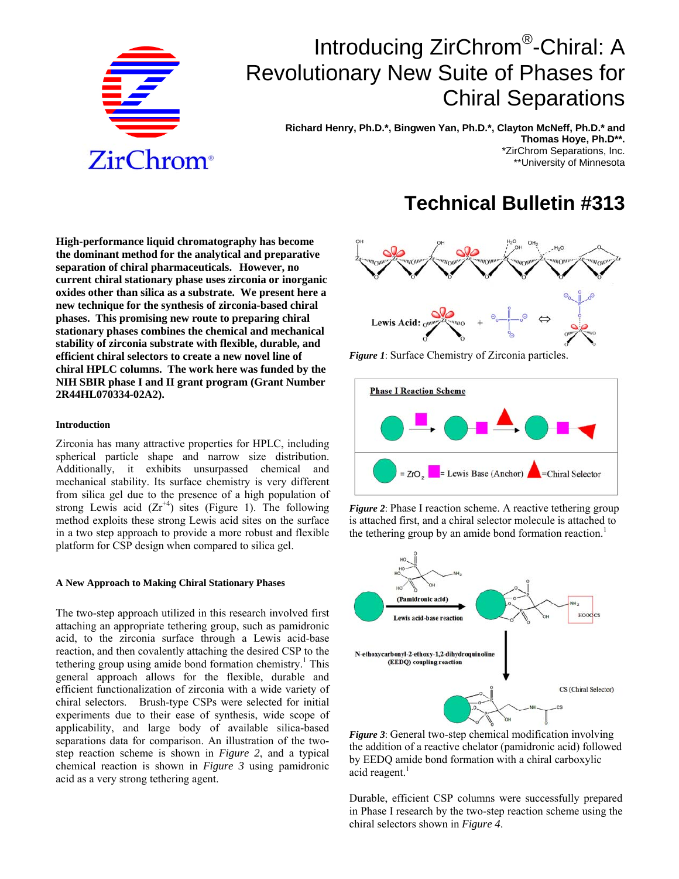# Introducing ZirChrom®-Chiral: A Revolutionary New Suite of Phases for Chiral Separations

**Richard Henry, Ph.D.\*, Bingwen Yan, Ph.D.\*, Clayton McNeff, Ph.D.\* and Thomas Hoye, Ph.D\*\*.**
\*ZirChrom Separations, Inc.
\*\*University of Minnesota

## Technical Bulletin #313

**High-performance liquid chromatography has become the dominant method for the analytical and preparative separation of chiral pharmaceuticals. However, no current chiral stationary phase uses zirconia or inorganic oxides other than silica as a substrate. We present here a new technique for the synthesis of zirconia-based chiral phases. This promising new route to preparing chiral stationary phases combines the chemical and mechanical stability of zirconia substrate with flexible, durable, and efficient chiral selectors to create a new novel line of chiral HPLC columns. The work here was funded by the NIH SBIR phase I and II grant program (Grant Number 2R44HL070334-02A2).**

### Introduction

Zirconia has many attractive properties for HPLC, including spherical particle shape and narrow size distribution. Additionally, it exhibits unsurpassed chemical and mechanical stability. Its surface chemistry is very different from silica gel due to the presence of a high population of strong Lewis acid ($Zr^{+4}$) sites (Figure 1). The following method exploits these strong Lewis acid sites on the surface in a two step approach to provide a more robust and flexible platform for CSP design when compared to silica gel.

### A New Approach to Making Chiral Stationary Phases

The two-step approach utilized in this research involved first attaching an appropriate tethering group, such as pamidronic acid, to the zirconia surface through a Lewis acid-base reaction, and then covalently attaching the desired CSP to the tethering group using amide bond formation chemistry.[1] This general approach allows for the flexible, durable and efficient functionalization of zirconia with a wide variety of chiral selectors. Brush-type CSPs were selected for initial experiments due to their ease of synthesis, wide scope of applicability, and large body of available silica-based separations data for comparison. An illustration of the two-step reaction scheme is shown in *Figure 2*, and a typical chemical reaction is shown in *Figure 3* using pamidronic acid as a very strong tethering agent.

***Figure 1***: Surface Chemistry of Zirconia particles.

***Figure 2***: Phase I reaction scheme. A reactive tethering group is attached first, and a chiral selector molecule is attached to the tethering group by an amide bond formation reaction.[1]

***Figure 3***: General two-step chemical modification involving the addition of a reactive chelator (pamidronic acid) followed by EEDQ amide bond formation with a chiral carboxylic acid reagent.[1]

Durable, efficient CSP columns were successfully prepared in Phase I research by the two-step reaction scheme using the chiral selectors shown in *Figure 4*.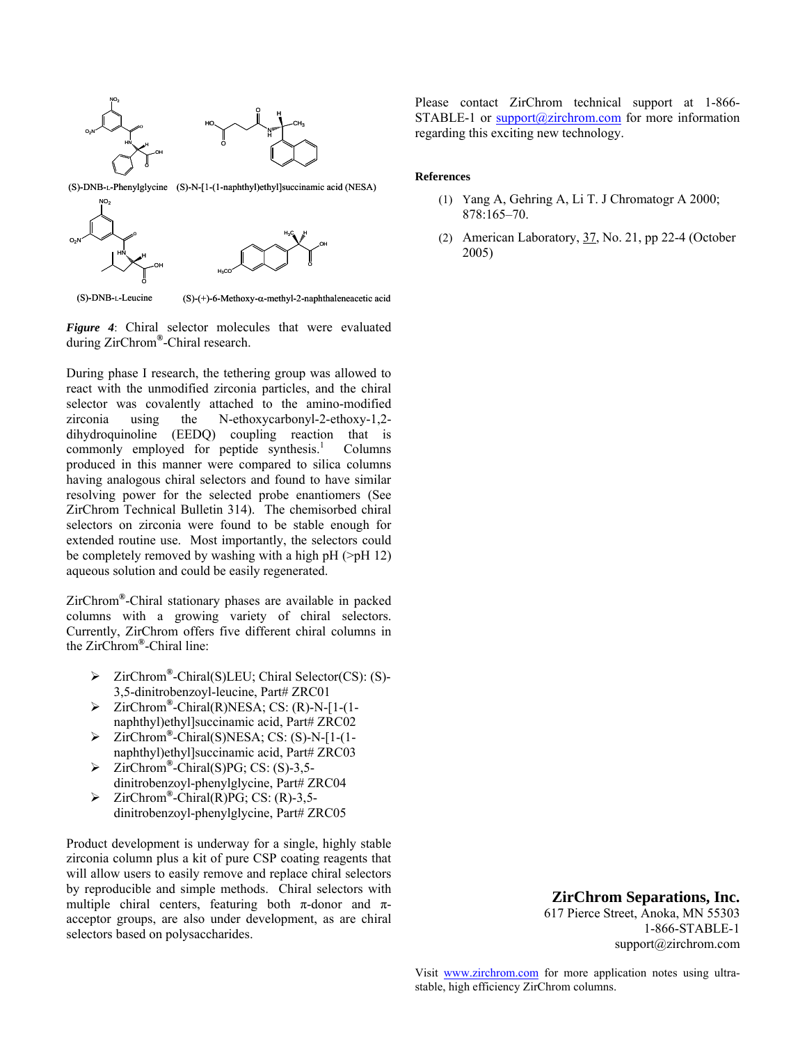(S)-DNB-L-Phenylglycine

(S)-N-[1-(1-naphthyl)ethyl]succinamic acid (NESA)

(S)-DNB-L-Leucine

(S)-(+)-6-Methoxy-α-methyl-2-naphthaleneacetic acid

***Figure 4***: Chiral selector molecules that were evaluated during ZirChrom®-Chiral research.

During phase I research, the tethering group was allowed to react with the unmodified zirconia particles, and the chiral selector was covalently attached to the amino-modified zirconia using the N-ethoxycarbonyl-2-ethoxy-1,2-dihydroquinoline (EEDQ) coupling reaction that is commonly employed for peptide synthesis.[1] Columns produced in this manner were compared to silica columns having analogous chiral selectors and found to have similar resolving power for the selected probe enantiomers (See ZirChrom Technical Bulletin 314). The chemisorbed chiral selectors on zirconia were found to be stable enough for extended routine use. Most importantly, the selectors could be completely removed by washing with a high pH (>pH 12) aqueous solution and could be easily regenerated.

ZirChrom®-Chiral stationary phases are available in packed columns with a growing variety of chiral selectors. Currently, ZirChrom offers five different chiral columns in the ZirChrom®-Chiral line:

- ZirChrom®-Chiral(S)LEU; Chiral Selector(CS): (S)-3,5-dinitrobenzoyl-leucine, Part# ZRC01
- ZirChrom®-Chiral(R)NESA; CS: (R)-N-[1-(1-naphthyl)ethyl]succinamic acid, Part# ZRC02
- ZirChrom®-Chiral(S)NESA; CS: (S)-N-[1-(1-naphthyl)ethyl]succinamic acid, Part# ZRC03
- ZirChrom®-Chiral(S)PG; CS: (S)-3,5-dinitrobenzoyl-phenylglycine, Part# ZRC04
- ZirChrom®-Chiral(R)PG; CS: (R)-3,5-dinitrobenzoyl-phenylglycine, Part# ZRC05

Product development is underway for a single, highly stable zirconia column plus a kit of pure CSP coating reagents that will allow users to easily remove and replace chiral selectors by reproducible and simple methods. Chiral selectors with multiple chiral centers, featuring both π-donor and π-acceptor groups, are also under development, as are chiral selectors based on polysaccharides.

Please contact ZirChrom technical support at 1-866-STABLE-1 or support@zirchrom.com for more information regarding this exciting new technology.

**References**

(1) Yang A, Gehring A, Li T. J Chromatogr A 2000; 878:165–70.

(2) American Laboratory, 37, No. 21, pp 22-4 (October 2005)

**ZirChrom Separations, Inc.**
617 Pierce Street, Anoka, MN 55303
1-866-STABLE-1
support@zirchrom.com

Visit www.zirchrom.com for more application notes using ultra-stable, high efficiency ZirChrom columns.